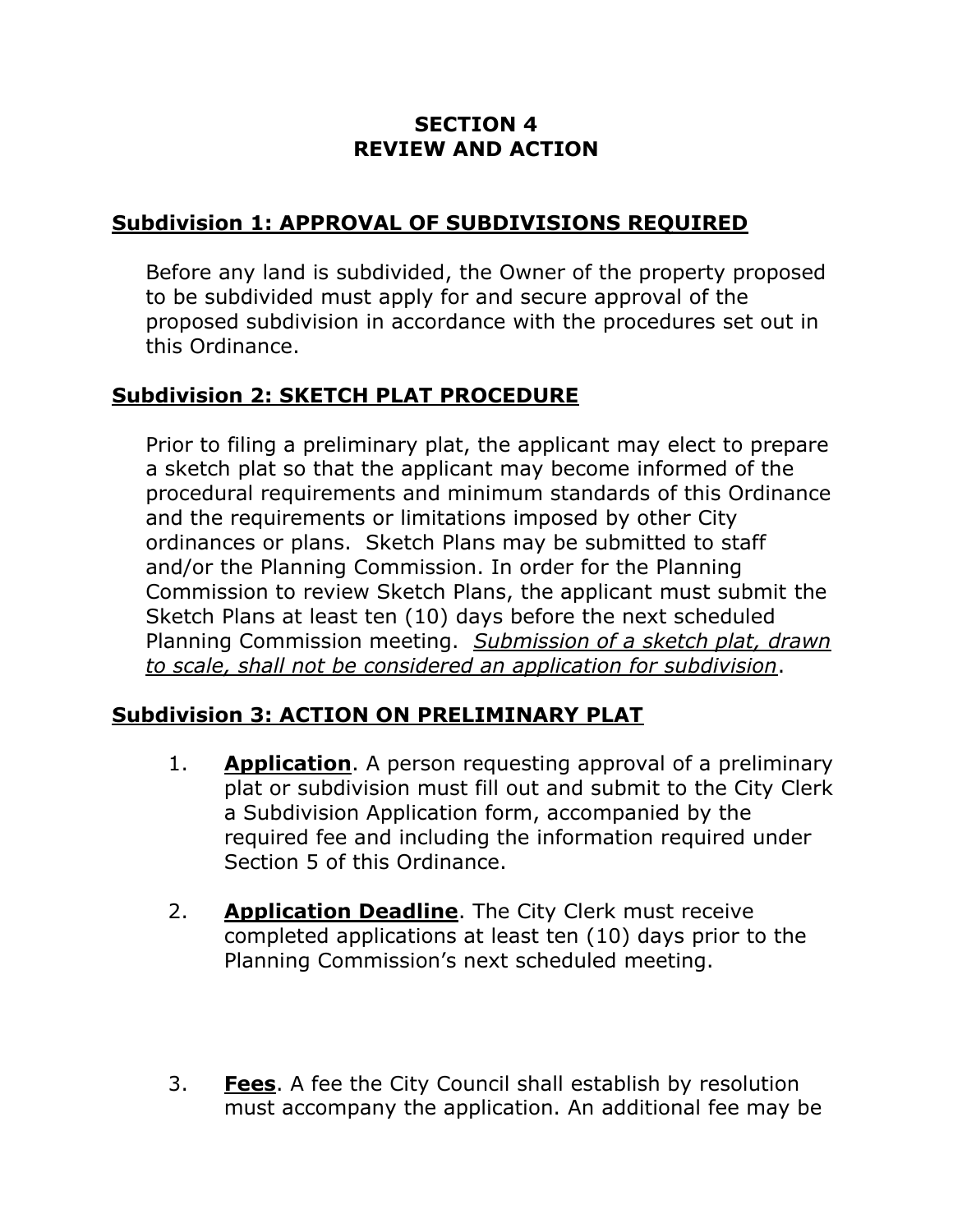# SECTION 4
# REVIEW AND ACTION

## Subdivision 1: APPROVAL OF SUBDIVISIONS REQUIRED

Before any land is subdivided, the Owner of the property proposed to be subdivided must apply for and secure approval of the proposed subdivision in accordance with the procedures set out in this Ordinance.

## Subdivision 2: SKETCH PLAT PROCEDURE

Prior to filing a preliminary plat, the applicant may elect to prepare a sketch plat so that the applicant may become informed of the procedural requirements and minimum standards of this Ordinance and the requirements or limitations imposed by other City ordinances or plans. Sketch Plans may be submitted to staff and/or the Planning Commission. In order for the Planning Commission to review Sketch Plans, the applicant must submit the Sketch Plans at least ten (10) days before the next scheduled Planning Commission meeting. *Submission of a sketch plat, drawn to scale, shall not be considered an application for subdivision*.

## Subdivision 3: ACTION ON PRELIMINARY PLAT

1. **Application**. A person requesting approval of a preliminary plat or subdivision must fill out and submit to the City Clerk a Subdivision Application form, accompanied by the required fee and including the information required under Section 5 of this Ordinance.

2. **Application Deadline**. The City Clerk must receive completed applications at least ten (10) days prior to the Planning Commission's next scheduled meeting.

3. **Fees**. A fee the City Council shall establish by resolution must accompany the application. An additional fee may be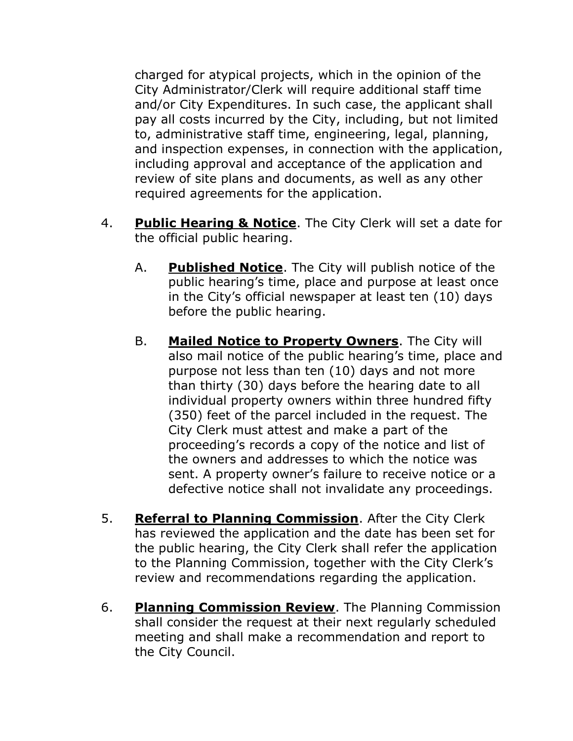charged for atypical projects, which in the opinion of the City Administrator/Clerk will require additional staff time and/or City Expenditures. In such case, the applicant shall pay all costs incurred by the City, including, but not limited to, administrative staff time, engineering, legal, planning, and inspection expenses, in connection with the application, including approval and acceptance of the application and review of site plans and documents, as well as any other required agreements for the application.

4. **Public Hearing & Notice**. The City Clerk will set a date for the official public hearing.

   A. **Published Notice**. The City will publish notice of the public hearing's time, place and purpose at least once in the City's official newspaper at least ten (10) days before the public hearing.

   B. **Mailed Notice to Property Owners**. The City will also mail notice of the public hearing's time, place and purpose not less than ten (10) days and not more than thirty (30) days before the hearing date to all individual property owners within three hundred fifty (350) feet of the parcel included in the request. The City Clerk must attest and make a part of the proceeding's records a copy of the notice and list of the owners and addresses to which the notice was sent. A property owner's failure to receive notice or a defective notice shall not invalidate any proceedings.

5. **Referral to Planning Commission**. After the City Clerk has reviewed the application and the date has been set for the public hearing, the City Clerk shall refer the application to the Planning Commission, together with the City Clerk's review and recommendations regarding the application.

6. **Planning Commission Review**. The Planning Commission shall consider the request at their next regularly scheduled meeting and shall make a recommendation and report to the City Council.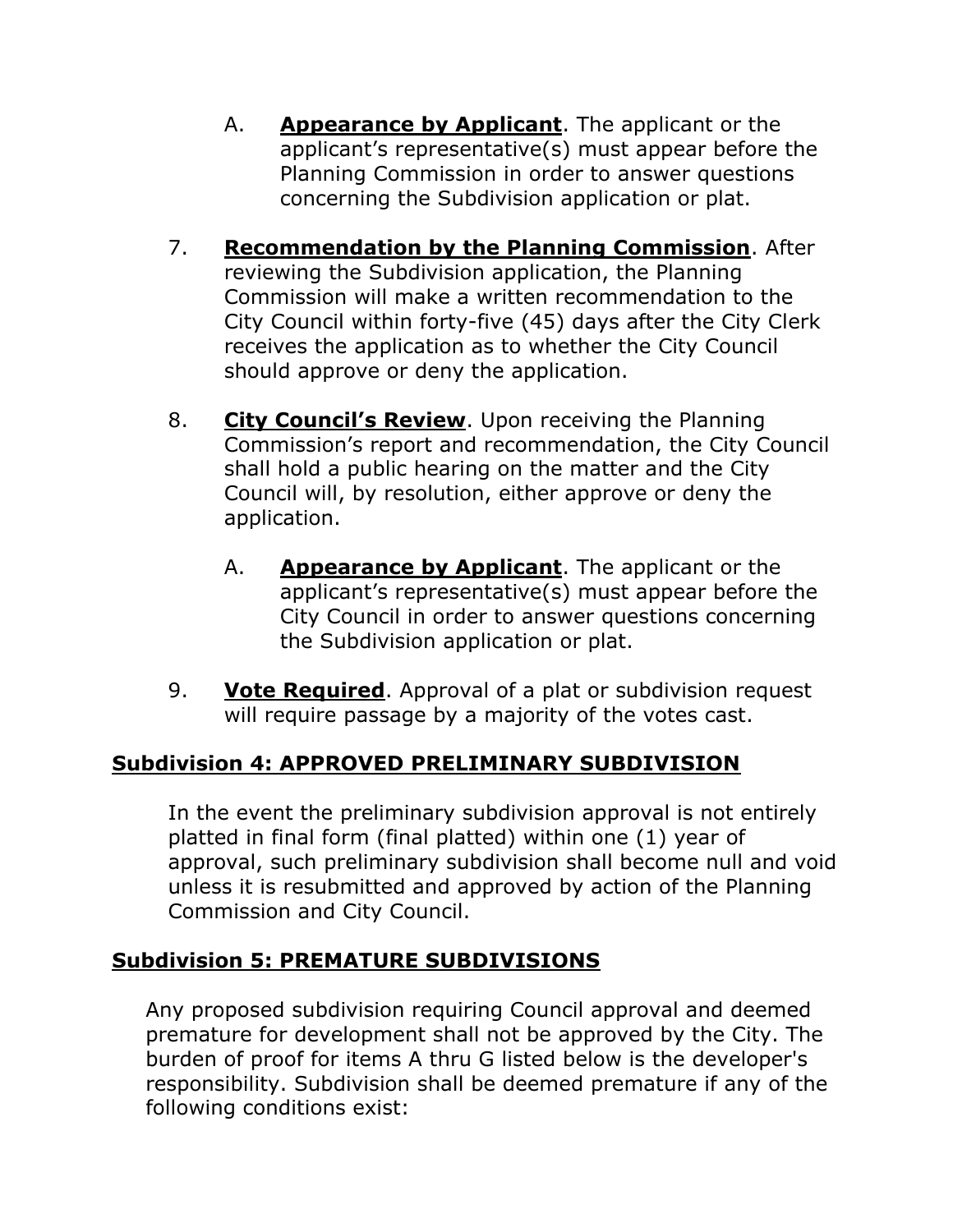A. **Appearance by Applicant**. The applicant or the applicant's representative(s) must appear before the Planning Commission in order to answer questions concerning the Subdivision application or plat.

7. **Recommendation by the Planning Commission**. After reviewing the Subdivision application, the Planning Commission will make a written recommendation to the City Council within forty-five (45) days after the City Clerk receives the application as to whether the City Council should approve or deny the application.

8. **City Council's Review**. Upon receiving the Planning Commission's report and recommendation, the City Council shall hold a public hearing on the matter and the City Council will, by resolution, either approve or deny the application.

   A. **Appearance by Applicant**. The applicant or the applicant's representative(s) must appear before the City Council in order to answer questions concerning the Subdivision application or plat.

9. **Vote Required**. Approval of a plat or subdivision request will require passage by a majority of the votes cast.

## Subdivision 4: APPROVED PRELIMINARY SUBDIVISION

In the event the preliminary subdivision approval is not entirely platted in final form (final platted) within one (1) year of approval, such preliminary subdivision shall become null and void unless it is resubmitted and approved by action of the Planning Commission and City Council.

## Subdivision 5: PREMATURE SUBDIVISIONS

Any proposed subdivision requiring Council approval and deemed premature for development shall not be approved by the City. The burden of proof for items A thru G listed below is the developer's responsibility. Subdivision shall be deemed premature if any of the following conditions exist: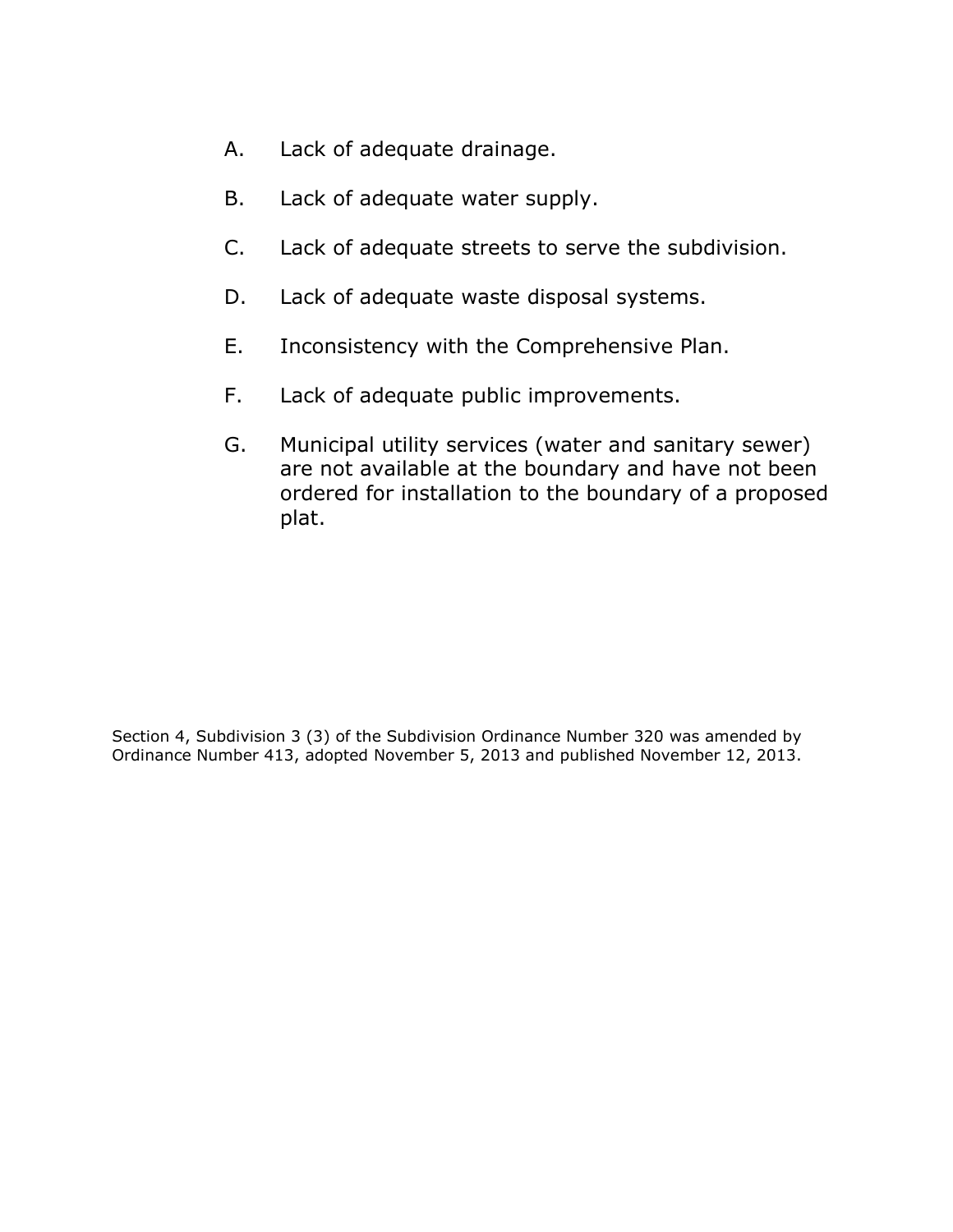A. Lack of adequate drainage.

B. Lack of adequate water supply.

C. Lack of adequate streets to serve the subdivision.

D. Lack of adequate waste disposal systems.

E. Inconsistency with the Comprehensive Plan.

F. Lack of adequate public improvements.

G. Municipal utility services (water and sanitary sewer) are not available at the boundary and have not been ordered for installation to the boundary of a proposed plat.

Section 4, Subdivision 3 (3) of the Subdivision Ordinance Number 320 was amended by Ordinance Number 413, adopted November 5, 2013 and published November 12, 2013.